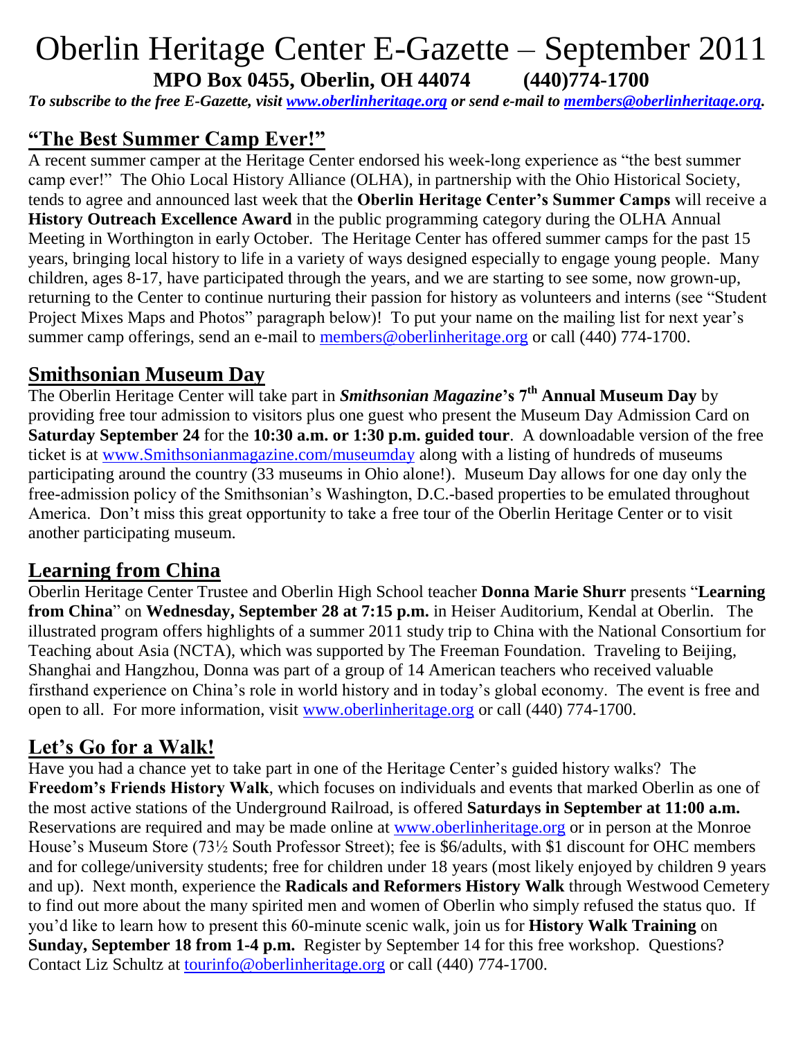# Oberlin Heritage Center E-Gazette – September 2011

**MPO Box 0455, Oberlin, OH 44074 (440)774-1700**

***To subscribe to the free E-Gazette, visit www.oberlinheritage.org or send e-mail to members@oberlinheritage.org.***

## "The Best Summer Camp Ever!"

A recent summer camper at the Heritage Center endorsed his week-long experience as "the best summer camp ever!" The Ohio Local History Alliance (OLHA), in partnership with the Ohio Historical Society, tends to agree and announced last week that the **Oberlin Heritage Center's Summer Camps** will receive a **History Outreach Excellence Award** in the public programming category during the OLHA Annual Meeting in Worthington in early October. The Heritage Center has offered summer camps for the past 15 years, bringing local history to life in a variety of ways designed especially to engage young people. Many children, ages 8-17, have participated through the years, and we are starting to see some, now grown-up, returning to the Center to continue nurturing their passion for history as volunteers and interns (see "Student Project Mixes Maps and Photos" paragraph below)! To put your name on the mailing list for next year's summer camp offerings, send an e-mail to members@oberlinheritage.org or call (440) 774-1700.

## Smithsonian Museum Day

The Oberlin Heritage Center will take part in ***Smithsonian Magazine*'s 7th Annual Museum Day** by providing free tour admission to visitors plus one guest who present the Museum Day Admission Card on **Saturday September 24** for the **10:30 a.m. or 1:30 p.m. guided tour**. A downloadable version of the free ticket is at www.Smithsonianmagazine.com/museumday along with a listing of hundreds of museums participating around the country (33 museums in Ohio alone!). Museum Day allows for one day only the free-admission policy of the Smithsonian's Washington, D.C.-based properties to be emulated throughout America. Don't miss this great opportunity to take a free tour of the Oberlin Heritage Center or to visit another participating museum.

## Learning from China

Oberlin Heritage Center Trustee and Oberlin High School teacher **Donna Marie Shurr** presents "**Learning from China**" on **Wednesday, September 28 at 7:15 p.m.** in Heiser Auditorium, Kendal at Oberlin. The illustrated program offers highlights of a summer 2011 study trip to China with the National Consortium for Teaching about Asia (NCTA), which was supported by The Freeman Foundation. Traveling to Beijing, Shanghai and Hangzhou, Donna was part of a group of 14 American teachers who received valuable firsthand experience on China's role in world history and in today's global economy. The event is free and open to all. For more information, visit www.oberlinheritage.org or call (440) 774-1700.

## Let's Go for a Walk!

Have you had a chance yet to take part in one of the Heritage Center's guided history walks? The **Freedom's Friends History Walk**, which focuses on individuals and events that marked Oberlin as one of the most active stations of the Underground Railroad, is offered **Saturdays in September at 11:00 a.m.** Reservations are required and may be made online at www.oberlinheritage.org or in person at the Monroe House's Museum Store (73½ South Professor Street); fee is $6/adults, with $1 discount for OHC members and for college/university students; free for children under 18 years (most likely enjoyed by children 9 years and up). Next month, experience the **Radicals and Reformers History Walk** through Westwood Cemetery to find out more about the many spirited men and women of Oberlin who simply refused the status quo. If you'd like to learn how to present this 60-minute scenic walk, join us for **History Walk Training** on **Sunday, September 18 from 1-4 p.m.** Register by September 14 for this free workshop. Questions? Contact Liz Schultz at tourinfo@oberlinheritage.org or call (440) 774-1700.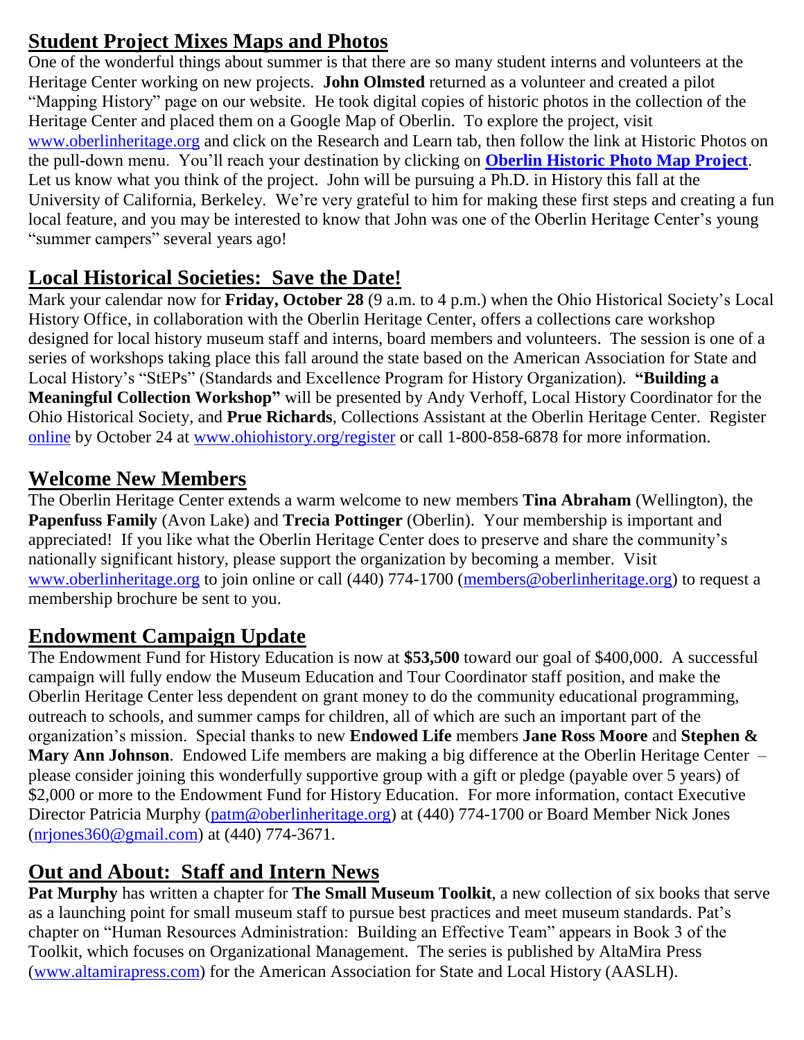## Student Project Mixes Maps and Photos

One of the wonderful things about summer is that there are so many student interns and volunteers at the Heritage Center working on new projects. **John Olmsted** returned as a volunteer and created a pilot "Mapping History" page on our website. He took digital copies of historic photos in the collection of the Heritage Center and placed them on a Google Map of Oberlin. To explore the project, visit www.oberlinheritage.org and click on the Research and Learn tab, then follow the link at Historic Photos on the pull-down menu. You'll reach your destination by clicking on **Oberlin Historic Photo Map Project**. Let us know what you think of the project. John will be pursuing a Ph.D. in History this fall at the University of California, Berkeley. We're very grateful to him for making these first steps and creating a fun local feature, and you may be interested to know that John was one of the Oberlin Heritage Center's young "summer campers" several years ago!

## Local Historical Societies: Save the Date!

Mark your calendar now for **Friday, October 28** (9 a.m. to 4 p.m.) when the Ohio Historical Society's Local History Office, in collaboration with the Oberlin Heritage Center, offers a collections care workshop designed for local history museum staff and interns, board members and volunteers. The session is one of a series of workshops taking place this fall around the state based on the American Association for State and Local History's "StEPs" (Standards and Excellence Program for History Organization). **"Building a Meaningful Collection Workshop"** will be presented by Andy Verhoff, Local History Coordinator for the Ohio Historical Society, and **Prue Richards**, Collections Assistant at the Oberlin Heritage Center. Register online by October 24 at www.ohiohistory.org/register or call 1-800-858-6878 for more information.

## Welcome New Members

The Oberlin Heritage Center extends a warm welcome to new members **Tina Abraham** (Wellington), the **Papenfuss Family** (Avon Lake) and **Trecia Pottinger** (Oberlin). Your membership is important and appreciated! If you like what the Oberlin Heritage Center does to preserve and share the community's nationally significant history, please support the organization by becoming a member. Visit www.oberlinheritage.org to join online or call (440) 774-1700 (members@oberlinheritage.org) to request a membership brochure be sent to you.

## Endowment Campaign Update

The Endowment Fund for History Education is now at **$53,500** toward our goal of $400,000. A successful campaign will fully endow the Museum Education and Tour Coordinator staff position, and make the Oberlin Heritage Center less dependent on grant money to do the community educational programming, outreach to schools, and summer camps for children, all of which are such an important part of the organization's mission. Special thanks to new **Endowed Life** members **Jane Ross Moore** and **Stephen & Mary Ann Johnson**. Endowed Life members are making a big difference at the Oberlin Heritage Center – please consider joining this wonderfully supportive group with a gift or pledge (payable over 5 years) of $2,000 or more to the Endowment Fund for History Education. For more information, contact Executive Director Patricia Murphy (patm@oberlinheritage.org) at (440) 774-1700 or Board Member Nick Jones (nrjones360@gmail.com) at (440) 774-3671.

## Out and About: Staff and Intern News

**Pat Murphy** has written a chapter for **The Small Museum Toolkit**, a new collection of six books that serve as a launching point for small museum staff to pursue best practices and meet museum standards. Pat's chapter on "Human Resources Administration: Building an Effective Team" appears in Book 3 of the Toolkit, which focuses on Organizational Management. The series is published by AltaMira Press (www.altamirapress.com) for the American Association for State and Local History (AASLH).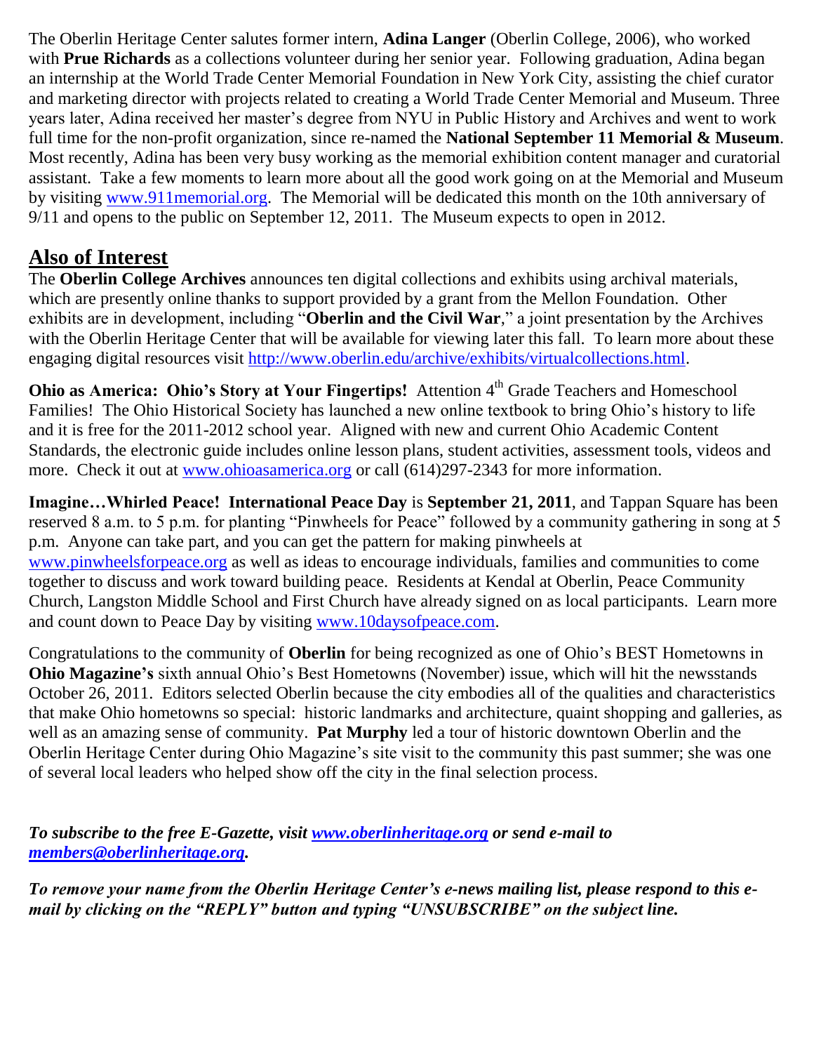The Oberlin Heritage Center salutes former intern, **Adina Langer** (Oberlin College, 2006), who worked with **Prue Richards** as a collections volunteer during her senior year. Following graduation, Adina began an internship at the World Trade Center Memorial Foundation in New York City, assisting the chief curator and marketing director with projects related to creating a World Trade Center Memorial and Museum. Three years later, Adina received her master's degree from NYU in Public History and Archives and went to work full time for the non-profit organization, since re-named the **National September 11 Memorial & Museum**. Most recently, Adina has been very busy working as the memorial exhibition content manager and curatorial assistant. Take a few moments to learn more about all the good work going on at the Memorial and Museum by visiting www.911memorial.org. The Memorial will be dedicated this month on the 10th anniversary of 9/11 and opens to the public on September 12, 2011. The Museum expects to open in 2012.

## Also of Interest

The **Oberlin College Archives** announces ten digital collections and exhibits using archival materials, which are presently online thanks to support provided by a grant from the Mellon Foundation. Other exhibits are in development, including "**Oberlin and the Civil War**," a joint presentation by the Archives with the Oberlin Heritage Center that will be available for viewing later this fall. To learn more about these engaging digital resources visit http://www.oberlin.edu/archive/exhibits/virtualcollections.html.

**Ohio as America: Ohio's Story at Your Fingertips!** Attention 4th Grade Teachers and Homeschool Families! The Ohio Historical Society has launched a new online textbook to bring Ohio's history to life and it is free for the 2011-2012 school year. Aligned with new and current Ohio Academic Content Standards, the electronic guide includes online lesson plans, student activities, assessment tools, videos and more. Check it out at www.ohioasamerica.org or call (614)297-2343 for more information.

**Imagine…Whirled Peace! International Peace Day** is **September 21, 2011**, and Tappan Square has been reserved 8 a.m. to 5 p.m. for planting "Pinwheels for Peace" followed by a community gathering in song at 5 p.m. Anyone can take part, and you can get the pattern for making pinwheels at www.pinwheelsforpeace.org as well as ideas to encourage individuals, families and communities to come together to discuss and work toward building peace. Residents at Kendal at Oberlin, Peace Community Church, Langston Middle School and First Church have already signed on as local participants. Learn more and count down to Peace Day by visiting www.10daysofpeace.com.

Congratulations to the community of **Oberlin** for being recognized as one of Ohio's BEST Hometowns in **Ohio Magazine's** sixth annual Ohio's Best Hometowns (November) issue, which will hit the newsstands October 26, 2011. Editors selected Oberlin because the city embodies all of the qualities and characteristics that make Ohio hometowns so special: historic landmarks and architecture, quaint shopping and galleries, as well as an amazing sense of community. **Pat Murphy** led a tour of historic downtown Oberlin and the Oberlin Heritage Center during Ohio Magazine's site visit to the community this past summer; she was one of several local leaders who helped show off the city in the final selection process.

***To subscribe to the free E-Gazette, visit www.oberlinheritage.org or send e-mail to members@oberlinheritage.org.***

***To remove your name from the Oberlin Heritage Center's e-news mailing list, please respond to this e-mail by clicking on the "REPLY" button and typing "UNSUBSCRIBE" on the subject line.***